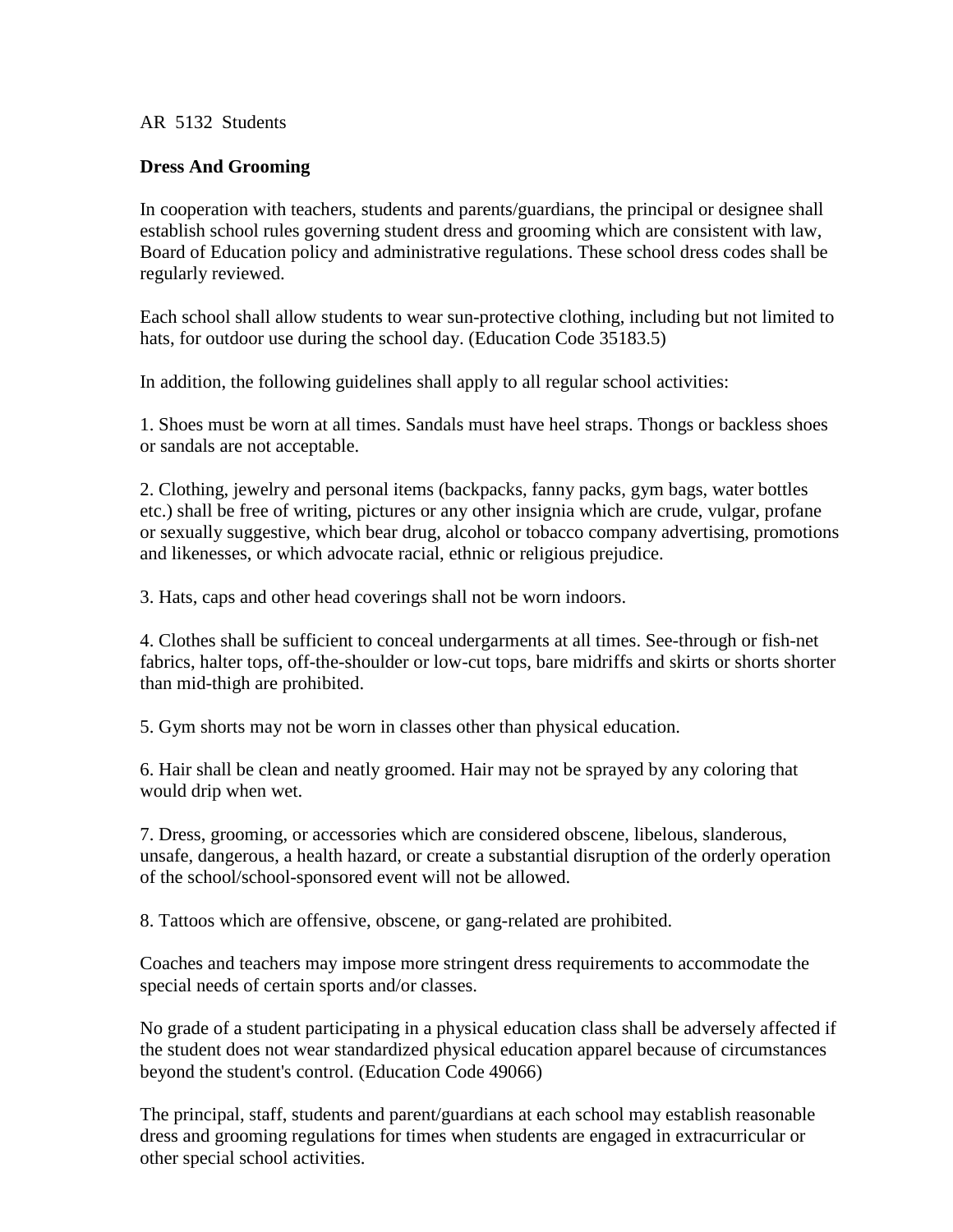AR 5132 Students

**Dress And Grooming**

In cooperation with teachers, students and parents/guardians, the principal or designee shall establish school rules governing student dress and grooming which are consistent with law, Board of Education policy and administrative regulations. These school dress codes shall be regularly reviewed.

Each school shall allow students to wear sun-protective clothing, including but not limited to hats, for outdoor use during the school day. (Education Code 35183.5)

In addition, the following guidelines shall apply to all regular school activities:

1. Shoes must be worn at all times. Sandals must have heel straps. Thongs or backless shoes or sandals are not acceptable.

2. Clothing, jewelry and personal items (backpacks, fanny packs, gym bags, water bottles etc.) shall be free of writing, pictures or any other insignia which are crude, vulgar, profane or sexually suggestive, which bear drug, alcohol or tobacco company advertising, promotions and likenesses, or which advocate racial, ethnic or religious prejudice.

3. Hats, caps and other head coverings shall not be worn indoors.

4. Clothes shall be sufficient to conceal undergarments at all times. See-through or fish-net fabrics, halter tops, off-the-shoulder or low-cut tops, bare midriffs and skirts or shorts shorter than mid-thigh are prohibited.

5. Gym shorts may not be worn in classes other than physical education.

6. Hair shall be clean and neatly groomed. Hair may not be sprayed by any coloring that would drip when wet.

7. Dress, grooming, or accessories which are considered obscene, libelous, slanderous, unsafe, dangerous, a health hazard, or create a substantial disruption of the orderly operation of the school/school-sponsored event will not be allowed.

8. Tattoos which are offensive, obscene, or gang-related are prohibited.

Coaches and teachers may impose more stringent dress requirements to accommodate the special needs of certain sports and/or classes.

No grade of a student participating in a physical education class shall be adversely affected if the student does not wear standardized physical education apparel because of circumstances beyond the student's control. (Education Code 49066)

The principal, staff, students and parent/guardians at each school may establish reasonable dress and grooming regulations for times when students are engaged in extracurricular or other special school activities.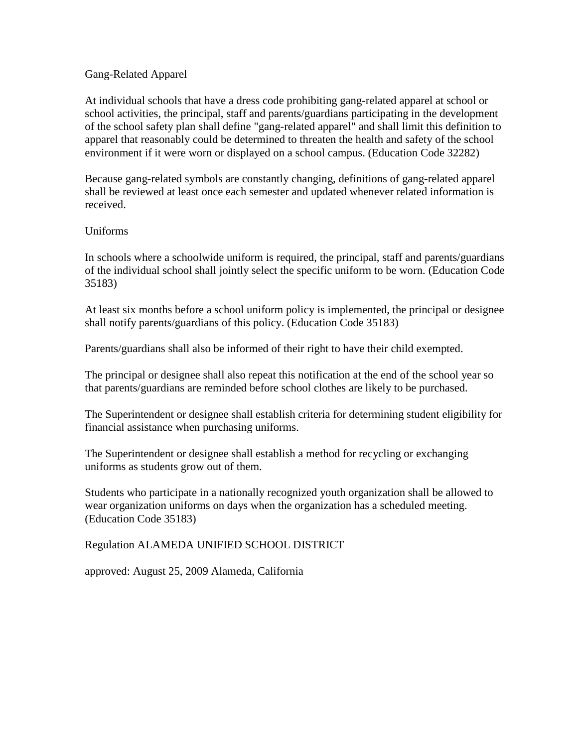## Gang-Related Apparel

At individual schools that have a dress code prohibiting gang-related apparel at school or school activities, the principal, staff and parents/guardians participating in the development of the school safety plan shall define "gang-related apparel" and shall limit this definition to apparel that reasonably could be determined to threaten the health and safety of the school environment if it were worn or displayed on a school campus. (Education Code 32282)

Because gang-related symbols are constantly changing, definitions of gang-related apparel shall be reviewed at least once each semester and updated whenever related information is received.

## Uniforms

In schools where a schoolwide uniform is required, the principal, staff and parents/guardians of the individual school shall jointly select the specific uniform to be worn. (Education Code 35183)

At least six months before a school uniform policy is implemented, the principal or designee shall notify parents/guardians of this policy. (Education Code 35183)

Parents/guardians shall also be informed of their right to have their child exempted.

The principal or designee shall also repeat this notification at the end of the school year so that parents/guardians are reminded before school clothes are likely to be purchased.

The Superintendent or designee shall establish criteria for determining student eligibility for financial assistance when purchasing uniforms.

The Superintendent or designee shall establish a method for recycling or exchanging uniforms as students grow out of them.

Students who participate in a nationally recognized youth organization shall be allowed to wear organization uniforms on days when the organization has a scheduled meeting. (Education Code 35183)

Regulation ALAMEDA UNIFIED SCHOOL DISTRICT

approved: August 25, 2009 Alameda, California